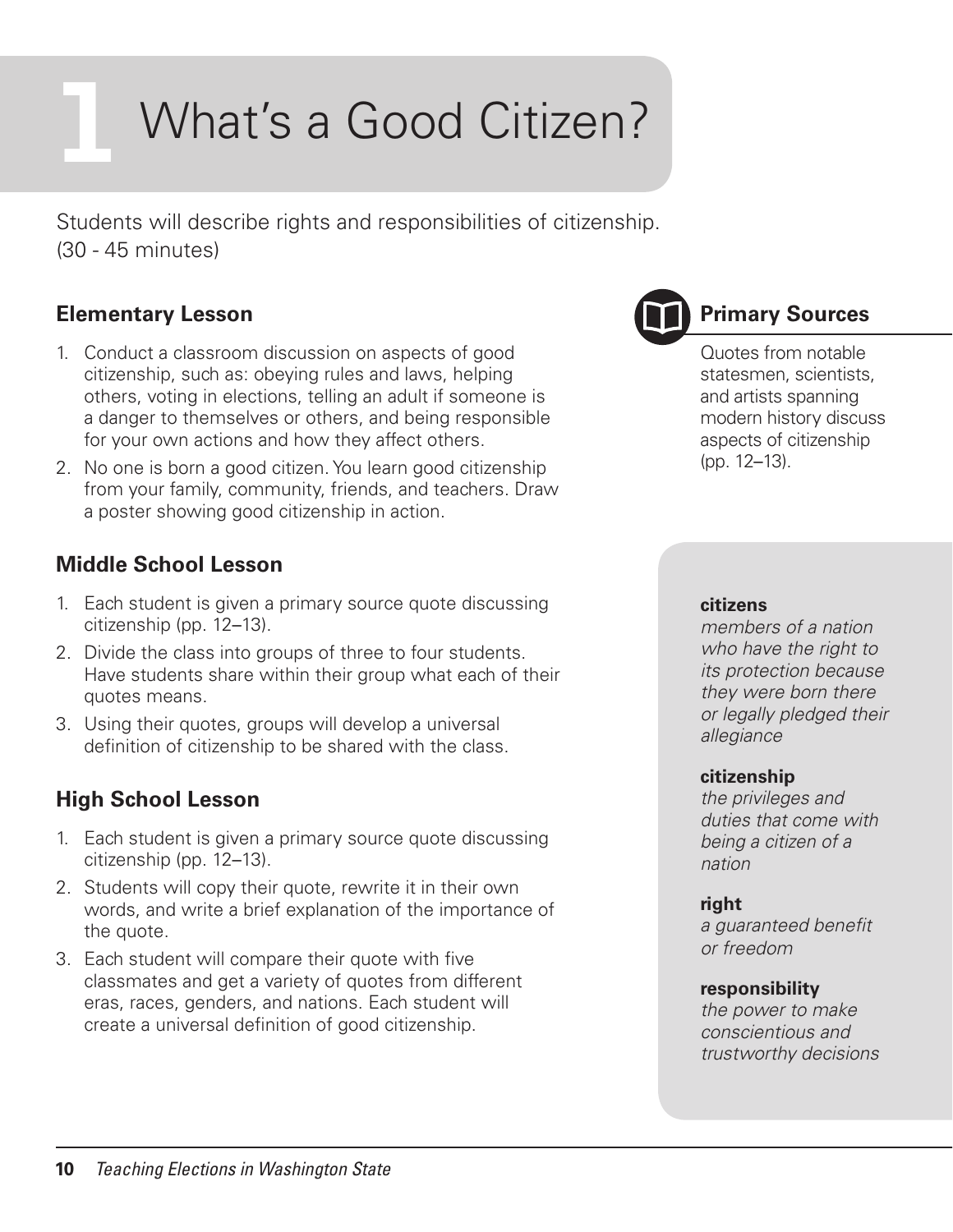# 1 What's a Good Citizen?

Students will describe rights and responsibilities of citizenship.
(30 - 45 minutes)

## Elementary Lesson

1. Conduct a classroom discussion on aspects of good citizenship, such as: obeying rules and laws, helping others, voting in elections, telling an adult if someone is a danger to themselves or others, and being responsible for your own actions and how they affect others.
2. No one is born a good citizen. You learn good citizenship from your family, community, friends, and teachers. Draw a poster showing good citizenship in action.

## Middle School Lesson

1. Each student is given a primary source quote discussing citizenship (pp. 12–13).
2. Divide the class into groups of three to four students. Have students share within their group what each of their quotes means.
3. Using their quotes, groups will develop a universal definition of citizenship to be shared with the class.

## High School Lesson

1. Each student is given a primary source quote discussing citizenship (pp. 12–13).
2. Students will copy their quote, rewrite it in their own words, and write a brief explanation of the importance of the quote.
3. Each student will compare their quote with five classmates and get a variety of quotes from different eras, races, genders, and nations. Each student will create a universal definition of good citizenship.

## Primary Sources

Quotes from notable statesmen, scientists, and artists spanning modern history discuss aspects of citizenship (pp. 12–13).

**citizens**
*members of a nation who have the right to its protection because they were born there or legally pledged their allegiance*

**citizenship**
*the privileges and duties that come with being a citizen of a nation*

**right**
*a guaranteed benefit or freedom*

**responsibility**
*the power to make conscientious and trustworthy decisions*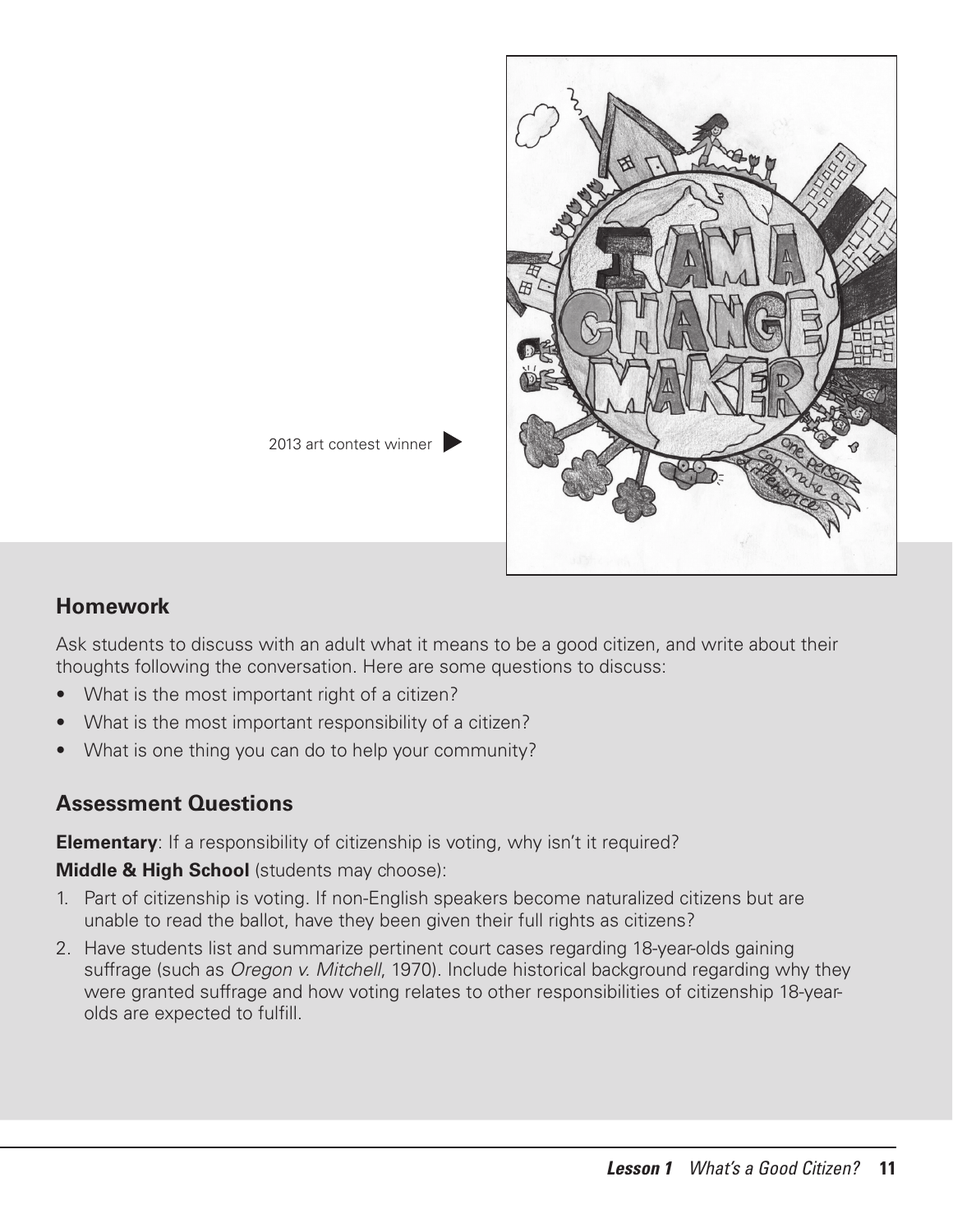2013 art contest winner

## Homework

Ask students to discuss with an adult what it means to be a good citizen, and write about their thoughts following the conversation. Here are some questions to discuss:

- What is the most important right of a citizen?
- What is the most important responsibility of a citizen?
- What is one thing you can do to help your community?

## Assessment Questions

**Elementary**: If a responsibility of citizenship is voting, why isn't it required?

**Middle & High School** (students may choose):

1. Part of citizenship is voting. If non-English speakers become naturalized citizens but are unable to read the ballot, have they been given their full rights as citizens?
2. Have students list and summarize pertinent court cases regarding 18-year-olds gaining suffrage (such as *Oregon v. Mitchell*, 1970). Include historical background regarding why they were granted suffrage and how voting relates to other responsibilities of citizenship 18-year-olds are expected to fulfill.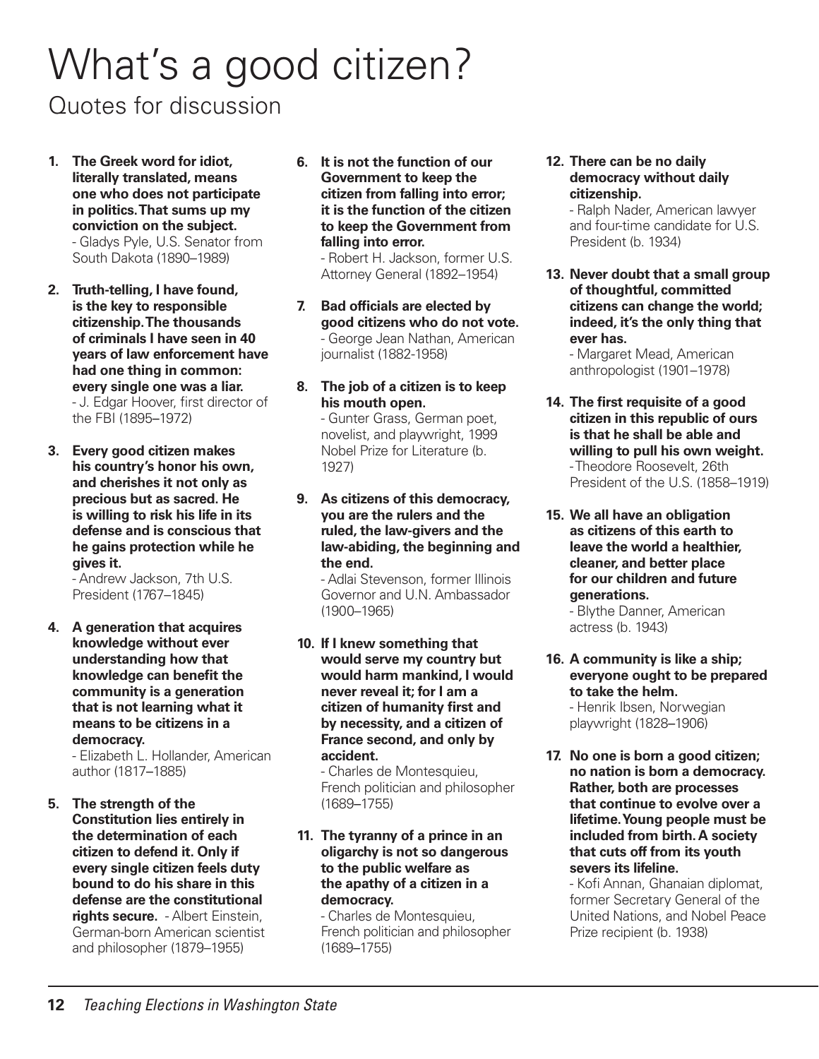# What's a good citizen?

## Quotes for discussion

1. **The Greek word for idiot, literally translated, means one who does not participate in politics. That sums up my conviction on the subject.**
   - Gladys Pyle, U.S. Senator from South Dakota (1890–1989)

2. **Truth-telling, I have found, is the key to responsible citizenship. The thousands of criminals I have seen in 40 years of law enforcement have had one thing in common: every single one was a liar.**
   - J. Edgar Hoover, first director of the FBI (1895–1972)

3. **Every good citizen makes his country's honor his own, and cherishes it not only as precious but as sacred. He is willing to risk his life in its defense and is conscious that he gains protection while he gives it.**
   - Andrew Jackson, 7th U.S. President (1767–1845)

4. **A generation that acquires knowledge without ever understanding how that knowledge can benefit the community is a generation that is not learning what it means to be citizens in a democracy.**
   - Elizabeth L. Hollander, American author (1817–1885)

5. **The strength of the Constitution lies entirely in the determination of each citizen to defend it. Only if every single citizen feels duty bound to do his share in this defense are the constitutional rights secure.** - Albert Einstein, German-born American scientist and philosopher (1879–1955)

6. **It is not the function of our Government to keep the citizen from falling into error; it is the function of the citizen to keep the Government from falling into error.**
   - Robert H. Jackson, former U.S. Attorney General (1892–1954)

7. **Bad officials are elected by good citizens who do not vote.**
   - George Jean Nathan, American journalist (1882-1958)

8. **The job of a citizen is to keep his mouth open.**
   - Gunter Grass, German poet, novelist, and playwright, 1999 Nobel Prize for Literature (b. 1927)

9. **As citizens of this democracy, you are the rulers and the ruled, the law-givers and the law-abiding, the beginning and the end.**
   - Adlai Stevenson, former Illinois Governor and U.N. Ambassador (1900–1965)

10. **If I knew something that would serve my country but would harm mankind, I would never reveal it; for I am a citizen of humanity first and by necessity, and a citizen of France second, and only by accident.**
    - Charles de Montesquieu, French politician and philosopher (1689–1755)

11. **The tyranny of a prince in an oligarchy is not so dangerous to the public welfare as the apathy of a citizen in a democracy.**
    - Charles de Montesquieu, French politician and philosopher (1689–1755)

12. **There can be no daily democracy without daily citizenship.**
    - Ralph Nader, American lawyer and four-time candidate for U.S. President (b. 1934)

13. **Never doubt that a small group of thoughtful, committed citizens can change the world; indeed, it's the only thing that ever has.**
    - Margaret Mead, American anthropologist (1901–1978)

14. **The first requisite of a good citizen in this republic of ours is that he shall be able and willing to pull his own weight.**
    - Theodore Roosevelt, 26th President of the U.S. (1858–1919)

15. **We all have an obligation as citizens of this earth to leave the world a healthier, cleaner, and better place for our children and future generations.**
    - Blythe Danner, American actress (b. 1943)

16. **A community is like a ship; everyone ought to be prepared to take the helm.**
    - Henrik Ibsen, Norwegian playwright (1828–1906)

17. **No one is born a good citizen; no nation is born a democracy. Rather, both are processes that continue to evolve over a lifetime. Young people must be included from birth. A society that cuts off from its youth severs its lifeline.**
    - Kofi Annan, Ghanaian diplomat, former Secretary General of the United Nations, and Nobel Peace Prize recipient (b. 1938)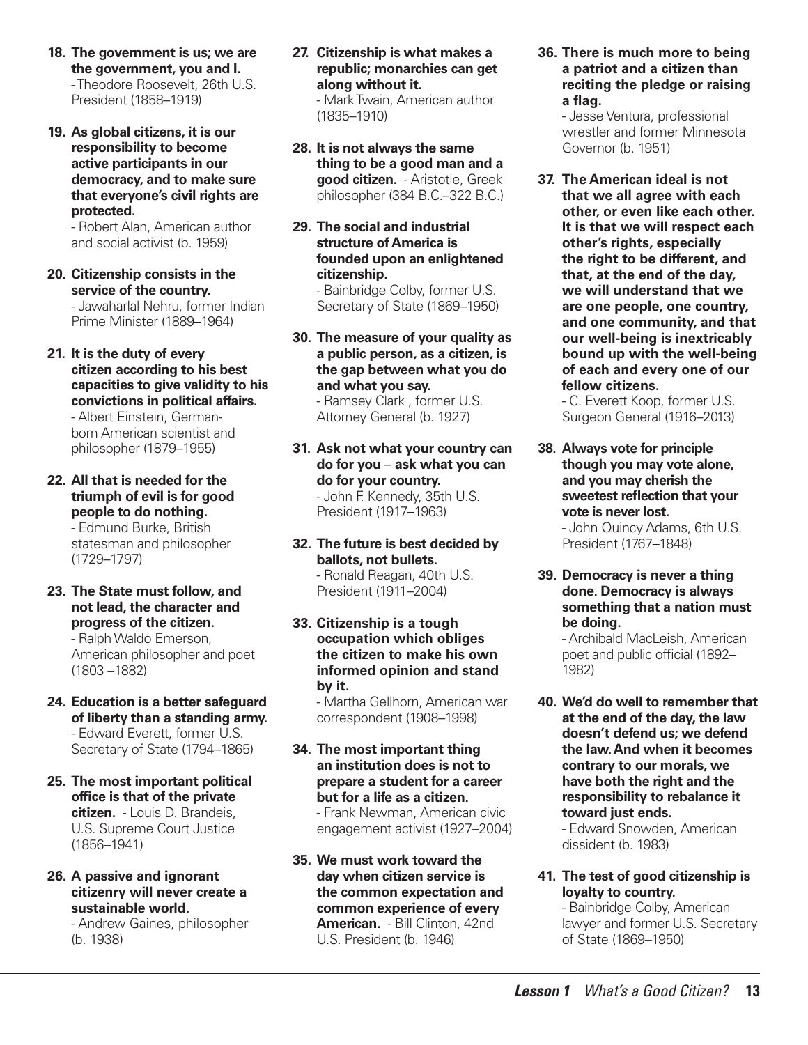18. **The government is us; we are the government, you and I.** - Theodore Roosevelt, 26th U.S. President (1858–1919)

19. **As global citizens, it is our responsibility to become active participants in our democracy, and to make sure that everyone's civil rights are protected.** - Robert Alan, American author and social activist (b. 1959)

20. **Citizenship consists in the service of the country.** - Jawaharlal Nehru, former Indian Prime Minister (1889–1964)

21. **It is the duty of every citizen according to his best capacities to give validity to his convictions in political affairs.** - Albert Einstein, German-born American scientist and philosopher (1879–1955)

22. **All that is needed for the triumph of evil is for good people to do nothing.** - Edmund Burke, British statesman and philosopher (1729–1797)

23. **The State must follow, and not lead, the character and progress of the citizen.** - Ralph Waldo Emerson, American philosopher and poet (1803 –1882)

24. **Education is a better safeguard of liberty than a standing army.** - Edward Everett, former U.S. Secretary of State (1794–1865)

25. **The most important political office is that of the private citizen.** - Louis D. Brandeis, U.S. Supreme Court Justice (1856–1941)

26. **A passive and ignorant citizenry will never create a sustainable world.** - Andrew Gaines, philosopher (b. 1938)

27. **Citizenship is what makes a republic; monarchies can get along without it.** - Mark Twain, American author (1835–1910)

28. **It is not always the same thing to be a good man and a good citizen.** - Aristotle, Greek philosopher (384 B.C.–322 B.C.)

29. **The social and industrial structure of America is founded upon an enlightened citizenship.** - Bainbridge Colby, former U.S. Secretary of State (1869–1950)

30. **The measure of your quality as a public person, as a citizen, is the gap between what you do and what you say.** - Ramsey Clark , former U.S. Attorney General (b. 1927)

31. **Ask not what your country can do for you – ask what you can do for your country.** - John F. Kennedy, 35th U.S. President (1917–1963)

32. **The future is best decided by ballots, not bullets.** - Ronald Reagan, 40th U.S. President (1911–2004)

33. **Citizenship is a tough occupation which obliges the citizen to make his own informed opinion and stand by it.** - Martha Gellhorn, American war correspondent (1908–1998)

34. **The most important thing an institution does is not to prepare a student for a career but for a life as a citizen.** - Frank Newman, American civic engagement activist (1927–2004)

35. **We must work toward the day when citizen service is the common expectation and common experience of every American.** - Bill Clinton, 42nd U.S. President (b. 1946)

36. **There is much more to being a patriot and a citizen than reciting the pledge or raising a flag.** - Jesse Ventura, professional wrestler and former Minnesota Governor (b. 1951)

37. **The American ideal is not that we all agree with each other, or even like each other. It is that we will respect each other's rights, especially the right to be different, and that, at the end of the day, we will understand that we are one people, one country, and one community, and that our well-being is inextricably bound up with the well-being of each and every one of our fellow citizens.** - C. Everett Koop, former U.S. Surgeon General (1916–2013)

38. **Always vote for principle though you may vote alone, and you may cherish the sweetest reflection that your vote is never lost.** - John Quincy Adams, 6th U.S. President (1767–1848)

39. **Democracy is never a thing done. Democracy is always something that a nation must be doing.** - Archibald MacLeish, American poet and public official (1892–1982)

40. **We'd do well to remember that at the end of the day, the law doesn't defend us; we defend the law. And when it becomes contrary to our morals, we have both the right and the responsibility to rebalance it toward just ends.** - Edward Snowden, American dissident (b. 1983)

41. **The test of good citizenship is loyalty to country.** - Bainbridge Colby, American lawyer and former U.S. Secretary of State (1869–1950)